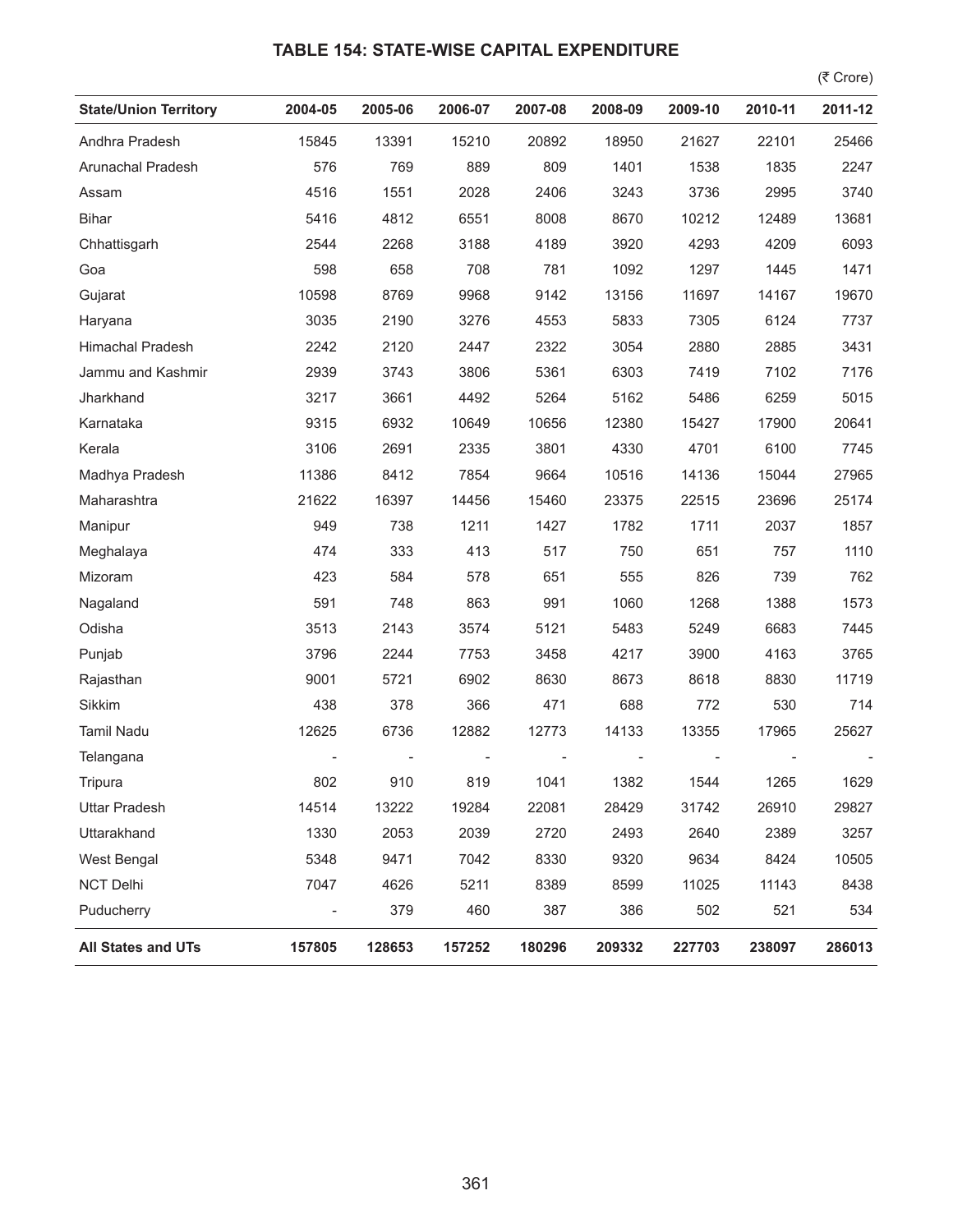# TABLE 154: STATE-WISE CAPITAL EXPENDITURE

(₹ Crore)

| State/Union Territory | 2004-05 | 2005-06 | 2006-07 | 2007-08 | 2008-09 | 2009-10 | 2010-11 | 2011-12 |
|---|---|---|---|---|---|---|---|---|
| Andhra Pradesh | 15845 | 13391 | 15210 | 20892 | 18950 | 21627 | 22101 | 25466 |
| Arunachal Pradesh | 576 | 769 | 889 | 809 | 1401 | 1538 | 1835 | 2247 |
| Assam | 4516 | 1551 | 2028 | 2406 | 3243 | 3736 | 2995 | 3740 |
| Bihar | 5416 | 4812 | 6551 | 8008 | 8670 | 10212 | 12489 | 13681 |
| Chhattisgarh | 2544 | 2268 | 3188 | 4189 | 3920 | 4293 | 4209 | 6093 |
| Goa | 598 | 658 | 708 | 781 | 1092 | 1297 | 1445 | 1471 |
| Gujarat | 10598 | 8769 | 9968 | 9142 | 13156 | 11697 | 14167 | 19670 |
| Haryana | 3035 | 2190 | 3276 | 4553 | 5833 | 7305 | 6124 | 7737 |
| Himachal Pradesh | 2242 | 2120 | 2447 | 2322 | 3054 | 2880 | 2885 | 3431 |
| Jammu and Kashmir | 2939 | 3743 | 3806 | 5361 | 6303 | 7419 | 7102 | 7176 |
| Jharkhand | 3217 | 3661 | 4492 | 5264 | 5162 | 5486 | 6259 | 5015 |
| Karnataka | 9315 | 6932 | 10649 | 10656 | 12380 | 15427 | 17900 | 20641 |
| Kerala | 3106 | 2691 | 2335 | 3801 | 4330 | 4701 | 6100 | 7745 |
| Madhya Pradesh | 11386 | 8412 | 7854 | 9664 | 10516 | 14136 | 15044 | 27965 |
| Maharashtra | 21622 | 16397 | 14456 | 15460 | 23375 | 22515 | 23696 | 25174 |
| Manipur | 949 | 738 | 1211 | 1427 | 1782 | 1711 | 2037 | 1857 |
| Meghalaya | 474 | 333 | 413 | 517 | 750 | 651 | 757 | 1110 |
| Mizoram | 423 | 584 | 578 | 651 | 555 | 826 | 739 | 762 |
| Nagaland | 591 | 748 | 863 | 991 | 1060 | 1268 | 1388 | 1573 |
| Odisha | 3513 | 2143 | 3574 | 5121 | 5483 | 5249 | 6683 | 7445 |
| Punjab | 3796 | 2244 | 7753 | 3458 | 4217 | 3900 | 4163 | 3765 |
| Rajasthan | 9001 | 5721 | 6902 | 8630 | 8673 | 8618 | 8830 | 11719 |
| Sikkim | 438 | 378 | 366 | 471 | 688 | 772 | 530 | 714 |
| Tamil Nadu | 12625 | 6736 | 12882 | 12773 | 14133 | 13355 | 17965 | 25627 |
| Telangana | - | - | - | - | - | - | - | - |
| Tripura | 802 | 910 | 819 | 1041 | 1382 | 1544 | 1265 | 1629 |
| Uttar Pradesh | 14514 | 13222 | 19284 | 22081 | 28429 | 31742 | 26910 | 29827 |
| Uttarakhand | 1330 | 2053 | 2039 | 2720 | 2493 | 2640 | 2389 | 3257 |
| West Bengal | 5348 | 9471 | 7042 | 8330 | 9320 | 9634 | 8424 | 10505 |
| NCT Delhi | 7047 | 4626 | 5211 | 8389 | 8599 | 11025 | 11143 | 8438 |
| Puducherry | - | 379 | 460 | 387 | 386 | 502 | 521 | 534 |
| **All States and UTs** | **157805** | **128653** | **157252** | **180296** | **209332** | **227703** | **238097** | **286013** |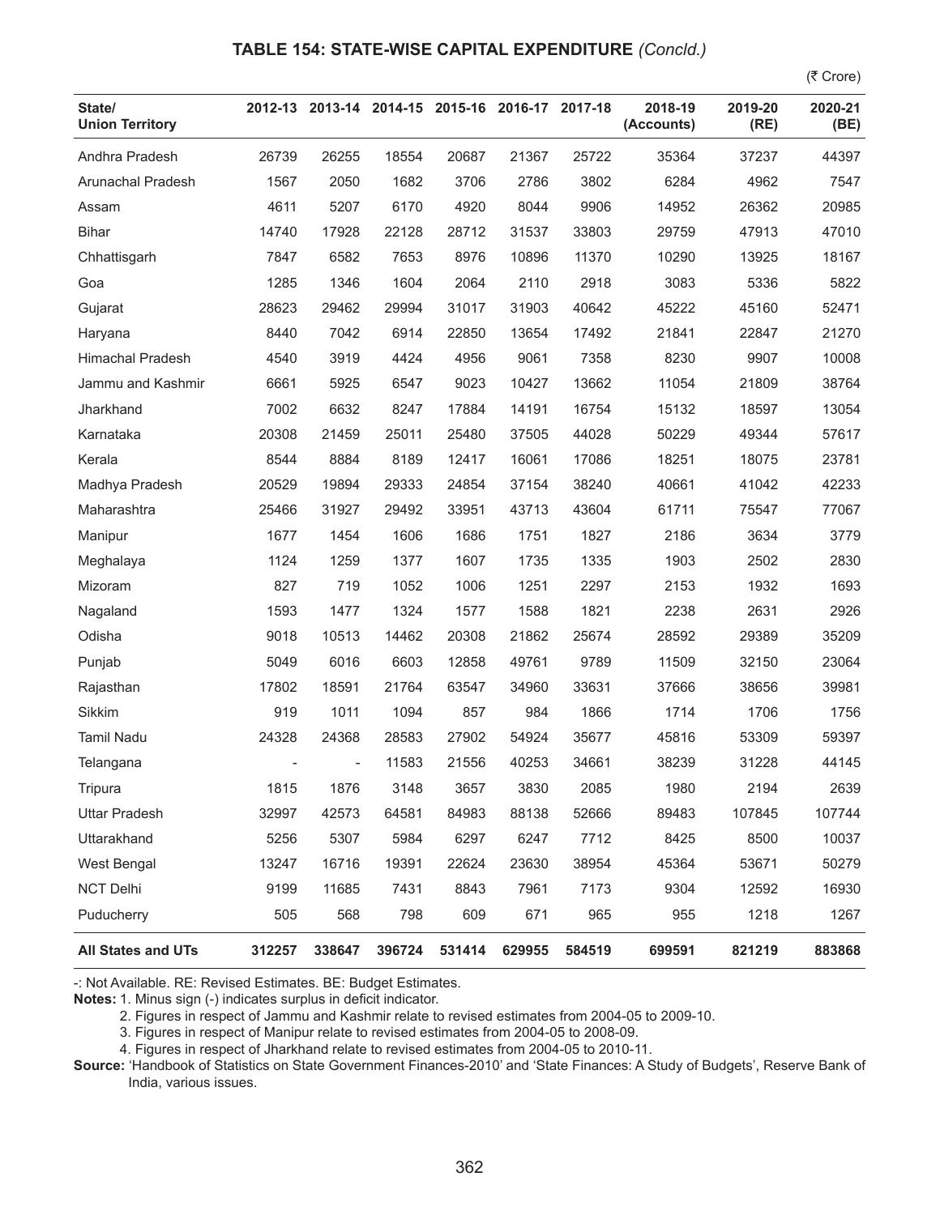## TABLE 154: STATE-WISE CAPITAL EXPENDITURE *(Concld.)*

(₹ Crore)

| State/ Union Territory | 2012-13 | 2013-14 | 2014-15 | 2015-16 | 2016-17 | 2017-18 | 2018-19 (Accounts) | 2019-20 (RE) | 2020-21 (BE) |
|---|---|---|---|---|---|---|---|---|---|
| Andhra Pradesh | 26739 | 26255 | 18554 | 20687 | 21367 | 25722 | 35364 | 37237 | 44397 |
| Arunachal Pradesh | 1567 | 2050 | 1682 | 3706 | 2786 | 3802 | 6284 | 4962 | 7547 |
| Assam | 4611 | 5207 | 6170 | 4920 | 8044 | 9906 | 14952 | 26362 | 20985 |
| Bihar | 14740 | 17928 | 22128 | 28712 | 31537 | 33803 | 29759 | 47913 | 47010 |
| Chhattisgarh | 7847 | 6582 | 7653 | 8976 | 10896 | 11370 | 10290 | 13925 | 18167 |
| Goa | 1285 | 1346 | 1604 | 2064 | 2110 | 2918 | 3083 | 5336 | 5822 |
| Gujarat | 28623 | 29462 | 29994 | 31017 | 31903 | 40642 | 45222 | 45160 | 52471 |
| Haryana | 8440 | 7042 | 6914 | 22850 | 13654 | 17492 | 21841 | 22847 | 21270 |
| Himachal Pradesh | 4540 | 3919 | 4424 | 4956 | 9061 | 7358 | 8230 | 9907 | 10008 |
| Jammu and Kashmir | 6661 | 5925 | 6547 | 9023 | 10427 | 13662 | 11054 | 21809 | 38764 |
| Jharkhand | 7002 | 6632 | 8247 | 17884 | 14191 | 16754 | 15132 | 18597 | 13054 |
| Karnataka | 20308 | 21459 | 25011 | 25480 | 37505 | 44028 | 50229 | 49344 | 57617 |
| Kerala | 8544 | 8884 | 8189 | 12417 | 16061 | 17086 | 18251 | 18075 | 23781 |
| Madhya Pradesh | 20529 | 19894 | 29333 | 24854 | 37154 | 38240 | 40661 | 41042 | 42233 |
| Maharashtra | 25466 | 31927 | 29492 | 33951 | 43713 | 43604 | 61711 | 75547 | 77067 |
| Manipur | 1677 | 1454 | 1606 | 1686 | 1751 | 1827 | 2186 | 3634 | 3779 |
| Meghalaya | 1124 | 1259 | 1377 | 1607 | 1735 | 1335 | 1903 | 2502 | 2830 |
| Mizoram | 827 | 719 | 1052 | 1006 | 1251 | 2297 | 2153 | 1932 | 1693 |
| Nagaland | 1593 | 1477 | 1324 | 1577 | 1588 | 1821 | 2238 | 2631 | 2926 |
| Odisha | 9018 | 10513 | 14462 | 20308 | 21862 | 25674 | 28592 | 29389 | 35209 |
| Punjab | 5049 | 6016 | 6603 | 12858 | 49761 | 9789 | 11509 | 32150 | 23064 |
| Rajasthan | 17802 | 18591 | 21764 | 63547 | 34960 | 33631 | 37666 | 38656 | 39981 |
| Sikkim | 919 | 1011 | 1094 | 857 | 984 | 1866 | 1714 | 1706 | 1756 |
| Tamil Nadu | 24328 | 24368 | 28583 | 27902 | 54924 | 35677 | 45816 | 53309 | 59397 |
| Telangana | - | - | 11583 | 21556 | 40253 | 34661 | 38239 | 31228 | 44145 |
| Tripura | 1815 | 1876 | 3148 | 3657 | 3830 | 2085 | 1980 | 2194 | 2639 |
| Uttar Pradesh | 32997 | 42573 | 64581 | 84983 | 88138 | 52666 | 89483 | 107845 | 107744 |
| Uttarakhand | 5256 | 5307 | 5984 | 6297 | 6247 | 7712 | 8425 | 8500 | 10037 |
| West Bengal | 13247 | 16716 | 19391 | 22624 | 23630 | 38954 | 45364 | 53671 | 50279 |
| NCT Delhi | 9199 | 11685 | 7431 | 8843 | 7961 | 7173 | 9304 | 12592 | 16930 |
| Puducherry | 505 | 568 | 798 | 609 | 671 | 965 | 955 | 1218 | 1267 |
| **All States and UTs** | **312257** | **338647** | **396724** | **531414** | **629955** | **584519** | **699591** | **821219** | **883868** |

-: Not Available. RE: Revised Estimates. BE: Budget Estimates.

**Notes:** 1. Minus sign (-) indicates surplus in deficit indicator.

2. Figures in respect of Jammu and Kashmir relate to revised estimates from 2004-05 to 2009-10.

3. Figures in respect of Manipur relate to revised estimates from 2004-05 to 2008-09.

4. Figures in respect of Jharkhand relate to revised estimates from 2004-05 to 2010-11.

**Source:** 'Handbook of Statistics on State Government Finances-2010' and 'State Finances: A Study of Budgets', Reserve Bank of India, various issues.